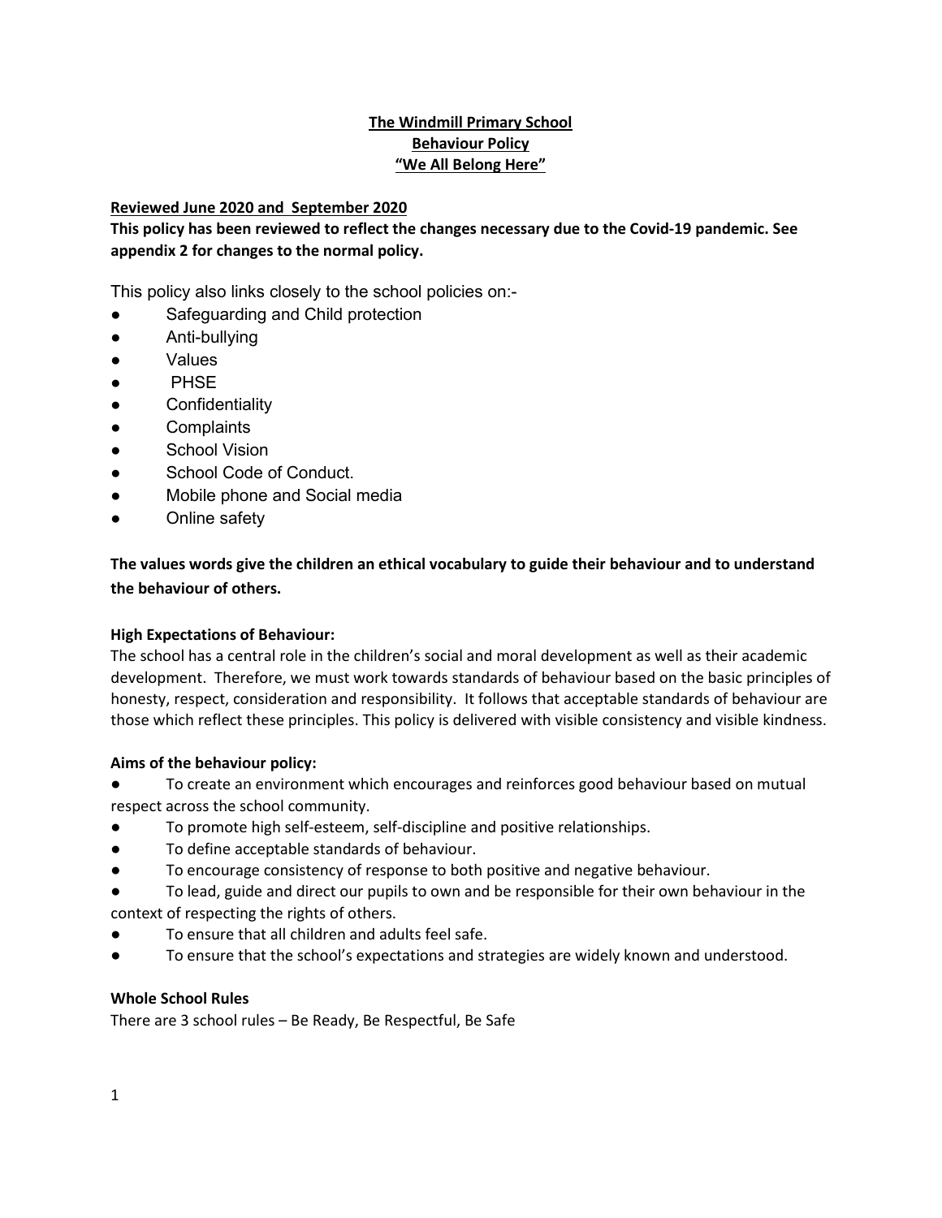# The Windmill Primary School
## Behaviour Policy
## "We All Belong Here"

**Reviewed June 2020 and September 2020**

**This policy has been reviewed to reflect the changes necessary due to the Covid-19 pandemic. See appendix 2 for changes to the normal policy.**

This policy also links closely to the school policies on:-

- Safeguarding and Child protection
- Anti-bullying
- Values
- PHSE
- Confidentiality
- Complaints
- School Vision
- School Code of Conduct.
- Mobile phone and Social media
- Online safety

**The values words give the children an ethical vocabulary to guide their behaviour and to understand the behaviour of others.**

**High Expectations of Behaviour:**

The school has a central role in the children's social and moral development as well as their academic development. Therefore, we must work towards standards of behaviour based on the basic principles of honesty, respect, consideration and responsibility. It follows that acceptable standards of behaviour are those which reflect these principles. This policy is delivered with visible consistency and visible kindness.

**Aims of the behaviour policy:**

- To create an environment which encourages and reinforces good behaviour based on mutual respect across the school community.
- To promote high self-esteem, self-discipline and positive relationships.
- To define acceptable standards of behaviour.
- To encourage consistency of response to both positive and negative behaviour.
- To lead, guide and direct our pupils to own and be responsible for their own behaviour in the context of respecting the rights of others.
- To ensure that all children and adults feel safe.
- To ensure that the school's expectations and strategies are widely known and understood.

**Whole School Rules**

There are 3 school rules – Be Ready, Be Respectful, Be Safe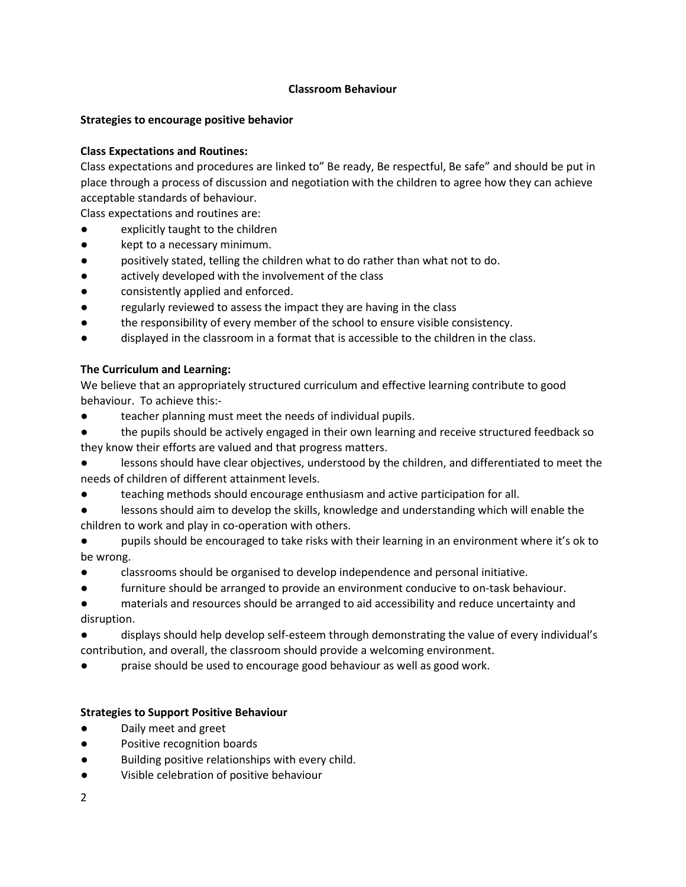# Classroom Behaviour

**Strategies to encourage positive behavior**

**Class Expectations and Routines:**

Class expectations and procedures are linked to" Be ready, Be respectful, Be safe" and should be put in place through a process of discussion and negotiation with the children to agree how they can achieve acceptable standards of behaviour.

Class expectations and routines are:

- explicitly taught to the children
- kept to a necessary minimum.
- positively stated, telling the children what to do rather than what not to do.
- actively developed with the involvement of the class
- consistently applied and enforced.
- regularly reviewed to assess the impact they are having in the class
- the responsibility of every member of the school to ensure visible consistency.
- displayed in the classroom in a format that is accessible to the children in the class.

**The Curriculum and Learning:**

We believe that an appropriately structured curriculum and effective learning contribute to good behaviour. To achieve this:-

- teacher planning must meet the needs of individual pupils.
- the pupils should be actively engaged in their own learning and receive structured feedback so they know their efforts are valued and that progress matters.
- lessons should have clear objectives, understood by the children, and differentiated to meet the needs of children of different attainment levels.
- teaching methods should encourage enthusiasm and active participation for all.
- lessons should aim to develop the skills, knowledge and understanding which will enable the children to work and play in co-operation with others.
- pupils should be encouraged to take risks with their learning in an environment where it's ok to be wrong.
- classrooms should be organised to develop independence and personal initiative.
- furniture should be arranged to provide an environment conducive to on-task behaviour.
- materials and resources should be arranged to aid accessibility and reduce uncertainty and disruption.
- displays should help develop self-esteem through demonstrating the value of every individual's contribution, and overall, the classroom should provide a welcoming environment.
- praise should be used to encourage good behaviour as well as good work.

**Strategies to Support Positive Behaviour**

- Daily meet and greet
- Positive recognition boards
- Building positive relationships with every child.
- Visible celebration of positive behaviour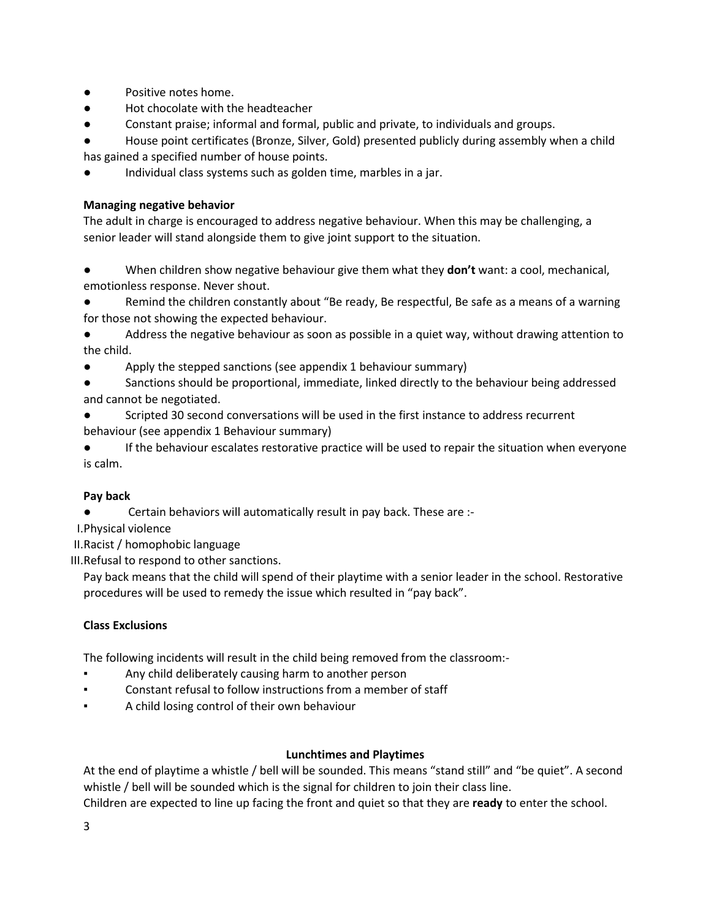- Positive notes home.
- Hot chocolate with the headteacher
- Constant praise; informal and formal, public and private, to individuals and groups.
- House point certificates (Bronze, Silver, Gold) presented publicly during assembly when a child has gained a specified number of house points.
- Individual class systems such as golden time, marbles in a jar.

**Managing negative behavior**

The adult in charge is encouraged to address negative behaviour. When this may be challenging, a senior leader will stand alongside them to give joint support to the situation.

- When children show negative behaviour give them what they **don't** want: a cool, mechanical, emotionless response. Never shout.
- Remind the children constantly about "Be ready, Be respectful, Be safe as a means of a warning for those not showing the expected behaviour.
- Address the negative behaviour as soon as possible in a quiet way, without drawing attention to the child.
- Apply the stepped sanctions (see appendix 1 behaviour summary)
- Sanctions should be proportional, immediate, linked directly to the behaviour being addressed and cannot be negotiated.
- Scripted 30 second conversations will be used in the first instance to address recurrent behaviour (see appendix 1 Behaviour summary)
- If the behaviour escalates restorative practice will be used to repair the situation when everyone is calm.

**Pay back**

- Certain behaviors will automatically result in pay back. These are :-

I. Physical violence
II. Racist / homophobic language
III. Refusal to respond to other sanctions.

Pay back means that the child will spend of their playtime with a senior leader in the school. Restorative procedures will be used to remedy the issue which resulted in "pay back".

**Class Exclusions**

The following incidents will result in the child being removed from the classroom:-

- Any child deliberately causing harm to another person
- Constant refusal to follow instructions from a member of staff
- A child losing control of their own behaviour

**Lunchtimes and Playtimes**

At the end of playtime a whistle / bell will be sounded. This means "stand still" and "be quiet". A second whistle / bell will be sounded which is the signal for children to join their class line.

Children are expected to line up facing the front and quiet so that they are **ready** to enter the school.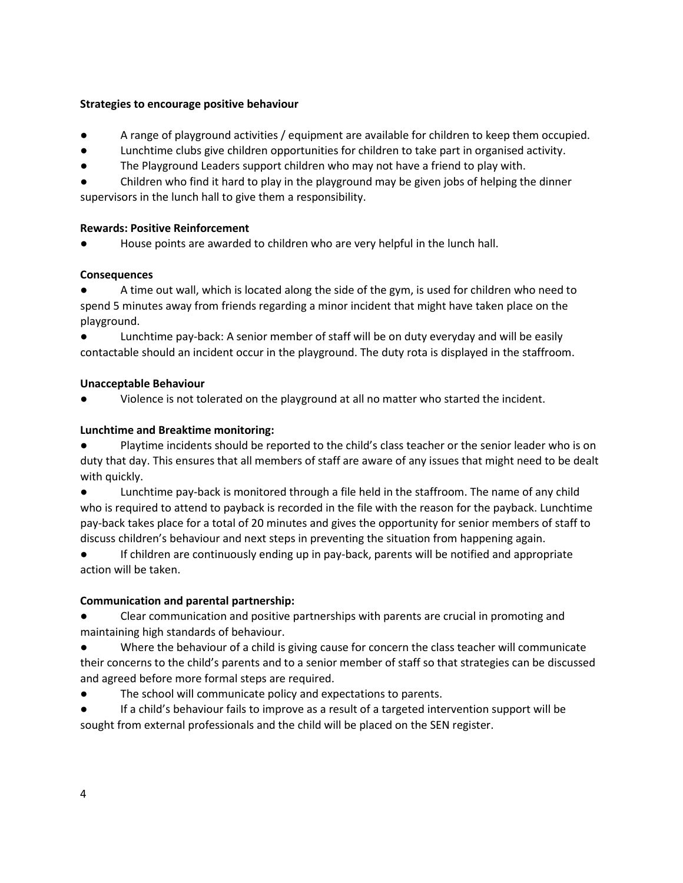**Strategies to encourage positive behaviour**

- A range of playground activities / equipment are available for children to keep them occupied.
- Lunchtime clubs give children opportunities for children to take part in organised activity.
- The Playground Leaders support children who may not have a friend to play with.
- Children who find it hard to play in the playground may be given jobs of helping the dinner supervisors in the lunch hall to give them a responsibility.

**Rewards: Positive Reinforcement**

- House points are awarded to children who are very helpful in the lunch hall.

**Consequences**

- A time out wall, which is located along the side of the gym, is used for children who need to spend 5 minutes away from friends regarding a minor incident that might have taken place on the playground.
- Lunchtime pay-back: A senior member of staff will be on duty everyday and will be easily contactable should an incident occur in the playground. The duty rota is displayed in the staffroom.

**Unacceptable Behaviour**

- Violence is not tolerated on the playground at all no matter who started the incident.

**Lunchtime and Breaktime monitoring:**

- Playtime incidents should be reported to the child's class teacher or the senior leader who is on duty that day. This ensures that all members of staff are aware of any issues that might need to be dealt with quickly.
- Lunchtime pay-back is monitored through a file held in the staffroom. The name of any child who is required to attend to payback is recorded in the file with the reason for the payback. Lunchtime pay-back takes place for a total of 20 minutes and gives the opportunity for senior members of staff to discuss children's behaviour and next steps in preventing the situation from happening again.
- If children are continuously ending up in pay-back, parents will be notified and appropriate action will be taken.

**Communication and parental partnership:**

- Clear communication and positive partnerships with parents are crucial in promoting and maintaining high standards of behaviour.
- Where the behaviour of a child is giving cause for concern the class teacher will communicate their concerns to the child's parents and to a senior member of staff so that strategies can be discussed and agreed before more formal steps are required.
- The school will communicate policy and expectations to parents.
- If a child's behaviour fails to improve as a result of a targeted intervention support will be sought from external professionals and the child will be placed on the SEN register.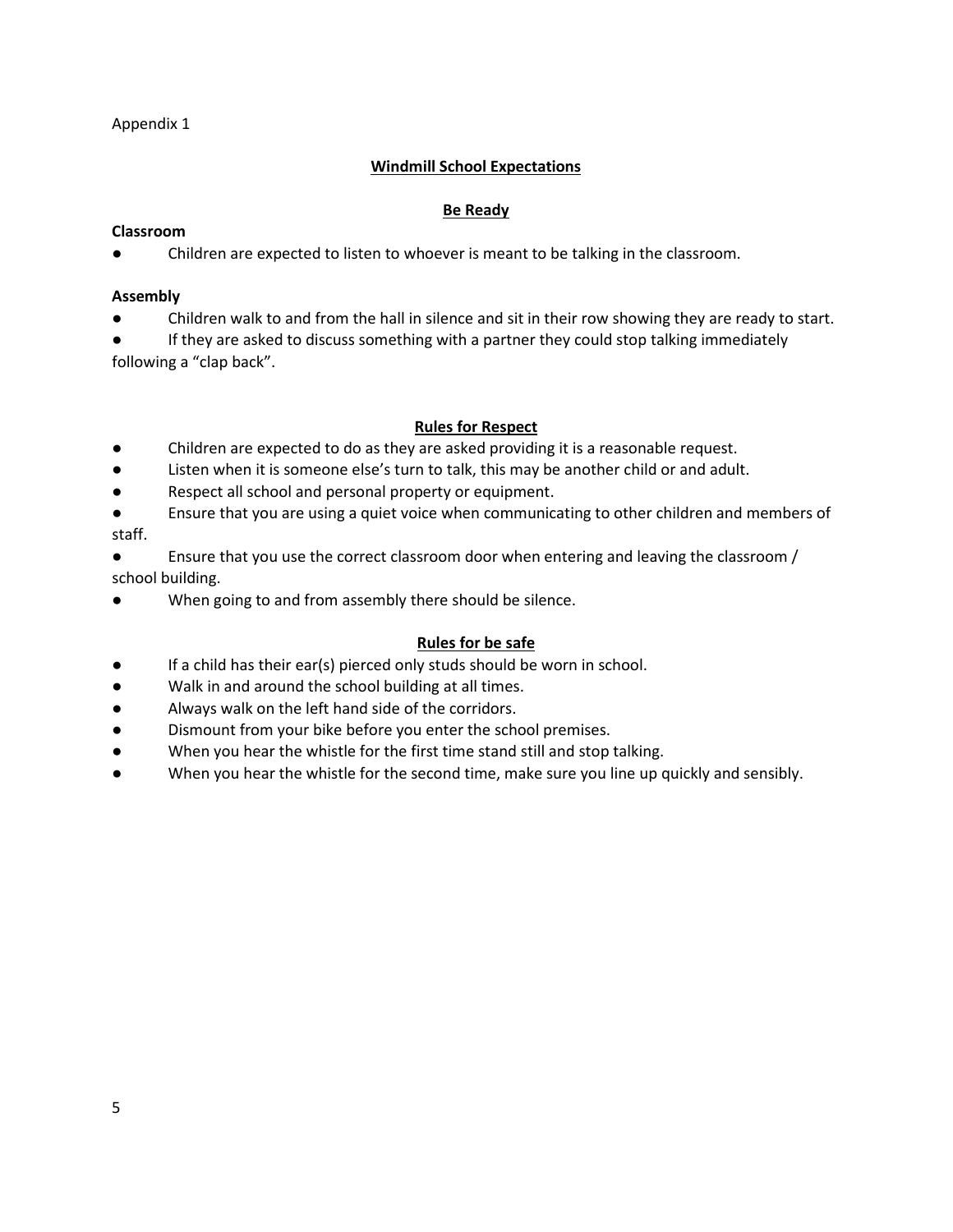Appendix 1

## Windmill School Expectations

### Be Ready

**Classroom**

- Children are expected to listen to whoever is meant to be talking in the classroom.

**Assembly**

- Children walk to and from the hall in silence and sit in their row showing they are ready to start.
- If they are asked to discuss something with a partner they could stop talking immediately following a "clap back".

### Rules for Respect

- Children are expected to do as they are asked providing it is a reasonable request.
- Listen when it is someone else's turn to talk, this may be another child or and adult.
- Respect all school and personal property or equipment.
- Ensure that you are using a quiet voice when communicating to other children and members of staff.
- Ensure that you use the correct classroom door when entering and leaving the classroom / school building.
- When going to and from assembly there should be silence.

### Rules for be safe

- If a child has their ear(s) pierced only studs should be worn in school.
- Walk in and around the school building at all times.
- Always walk on the left hand side of the corridors.
- Dismount from your bike before you enter the school premises.
- When you hear the whistle for the first time stand still and stop talking.
- When you hear the whistle for the second time, make sure you line up quickly and sensibly.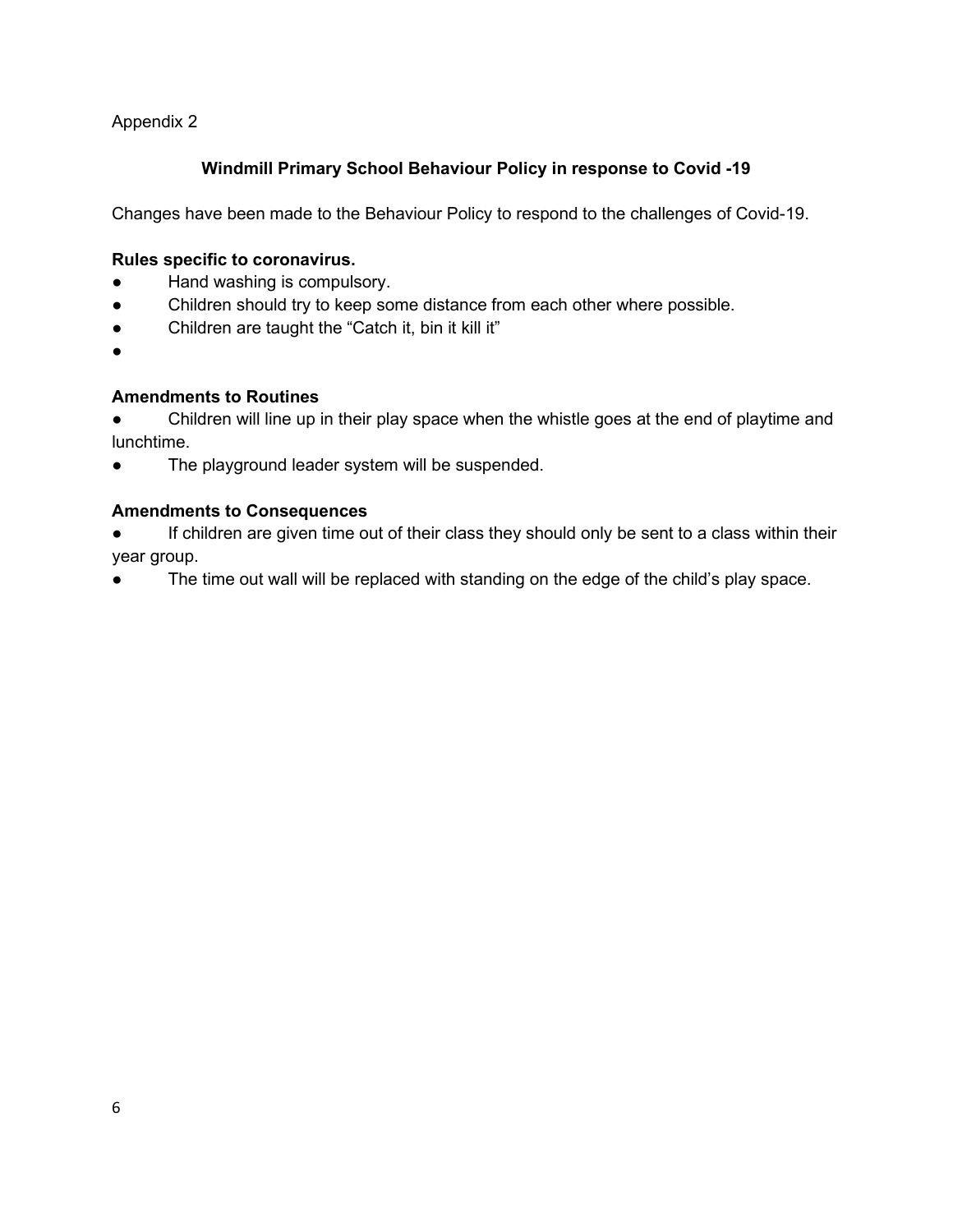Appendix 2

**Windmill Primary School Behaviour Policy in response to Covid -19**

Changes have been made to the Behaviour Policy to respond to the challenges of Covid-19.

**Rules specific to coronavirus.**

- Hand washing is compulsory.
- Children should try to keep some distance from each other where possible.
- Children are taught the "Catch it, bin it kill it"
-

**Amendments to Routines**

- Children will line up in their play space when the whistle goes at the end of playtime and lunchtime.
- The playground leader system will be suspended.

**Amendments to Consequences**

- If children are given time out of their class they should only be sent to a class within their year group.
- The time out wall will be replaced with standing on the edge of the child's play space.